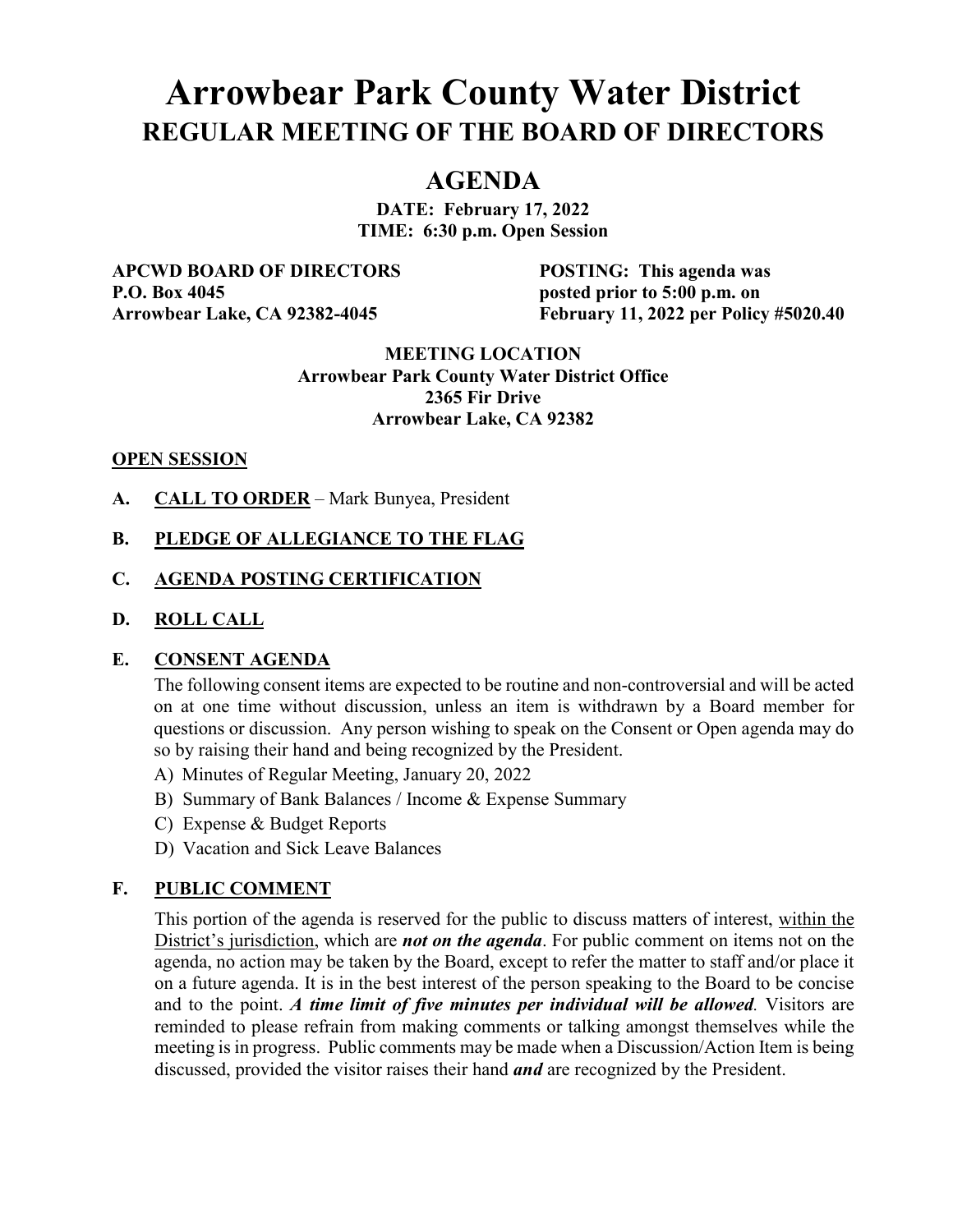# Arrowbear Park County Water District

## REGULAR MEETING OF THE BOARD OF DIRECTORS

## AGENDA

**DATE: February 17, 2022**
**TIME: 6:30 p.m. Open Session**

**APCWD BOARD OF DIRECTORS**
**P.O. Box 4045**
**Arrowbear Lake, CA 92382-4045**

**POSTING: This agenda was posted prior to 5:00 p.m. on February 11, 2022 per Policy #5020.40**

**MEETING LOCATION**
**Arrowbear Park County Water District Office**
**2365 Fir Drive**
**Arrowbear Lake, CA 92382**

### OPEN SESSION

**A. CALL TO ORDER** – Mark Bunyea, President

**B. PLEDGE OF ALLEGIANCE TO THE FLAG**

**C. AGENDA POSTING CERTIFICATION**

**D. ROLL CALL**

**E. CONSENT AGENDA**

The following consent items are expected to be routine and non-controversial and will be acted on at one time without discussion, unless an item is withdrawn by a Board member for questions or discussion. Any person wishing to speak on the Consent or Open agenda may do so by raising their hand and being recognized by the President.

A) Minutes of Regular Meeting, January 20, 2022
B) Summary of Bank Balances / Income & Expense Summary
C) Expense & Budget Reports
D) Vacation and Sick Leave Balances

**F. PUBLIC COMMENT**

This portion of the agenda is reserved for the public to discuss matters of interest, within the District's jurisdiction, which are ***not on the agenda***. For public comment on items not on the agenda, no action may be taken by the Board, except to refer the matter to staff and/or place it on a future agenda. It is in the best interest of the person speaking to the Board to be concise and to the point. ***A time limit of five minutes per individual will be allowed***. Visitors are reminded to please refrain from making comments or talking amongst themselves while the meeting is in progress. Public comments may be made when a Discussion/Action Item is being discussed, provided the visitor raises their hand ***and*** are recognized by the President.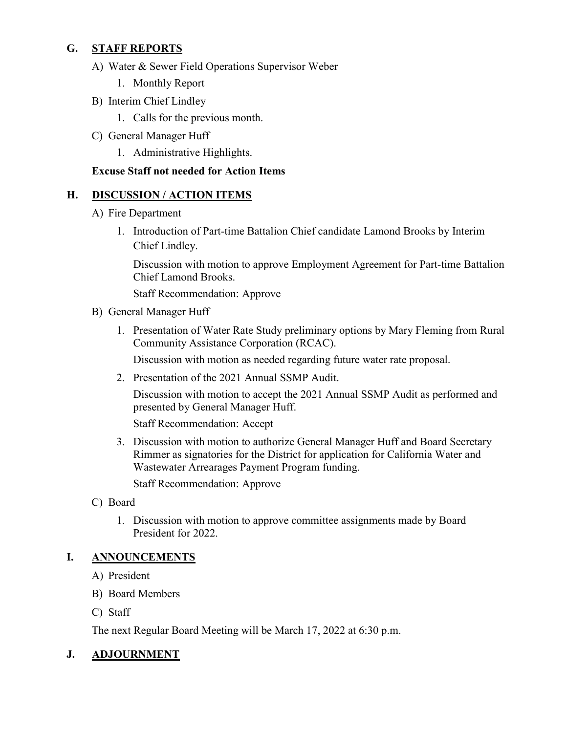## G. STAFF REPORTS

A) Water & Sewer Field Operations Supervisor Weber

1. Monthly Report

B) Interim Chief Lindley

1. Calls for the previous month.

C) General Manager Huff

1. Administrative Highlights.

**Excuse Staff not needed for Action Items**

## H. DISCUSSION / ACTION ITEMS

A) Fire Department

1. Introduction of Part-time Battalion Chief candidate Lamond Brooks by Interim Chief Lindley.

   Discussion with motion to approve Employment Agreement for Part-time Battalion Chief Lamond Brooks.

   Staff Recommendation: Approve

B) General Manager Huff

1. Presentation of Water Rate Study preliminary options by Mary Fleming from Rural Community Assistance Corporation (RCAC).

   Discussion with motion as needed regarding future water rate proposal.

2. Presentation of the 2021 Annual SSMP Audit.

   Discussion with motion to accept the 2021 Annual SSMP Audit as performed and presented by General Manager Huff.

   Staff Recommendation: Accept

3. Discussion with motion to authorize General Manager Huff and Board Secretary Rimmer as signatories for the District for application for California Water and Wastewater Arrearages Payment Program funding.

   Staff Recommendation: Approve

C) Board

1. Discussion with motion to approve committee assignments made by Board President for 2022.

## I. ANNOUNCEMENTS

A) President

B) Board Members

C) Staff

The next Regular Board Meeting will be March 17, 2022 at 6:30 p.m.

## J. ADJOURNMENT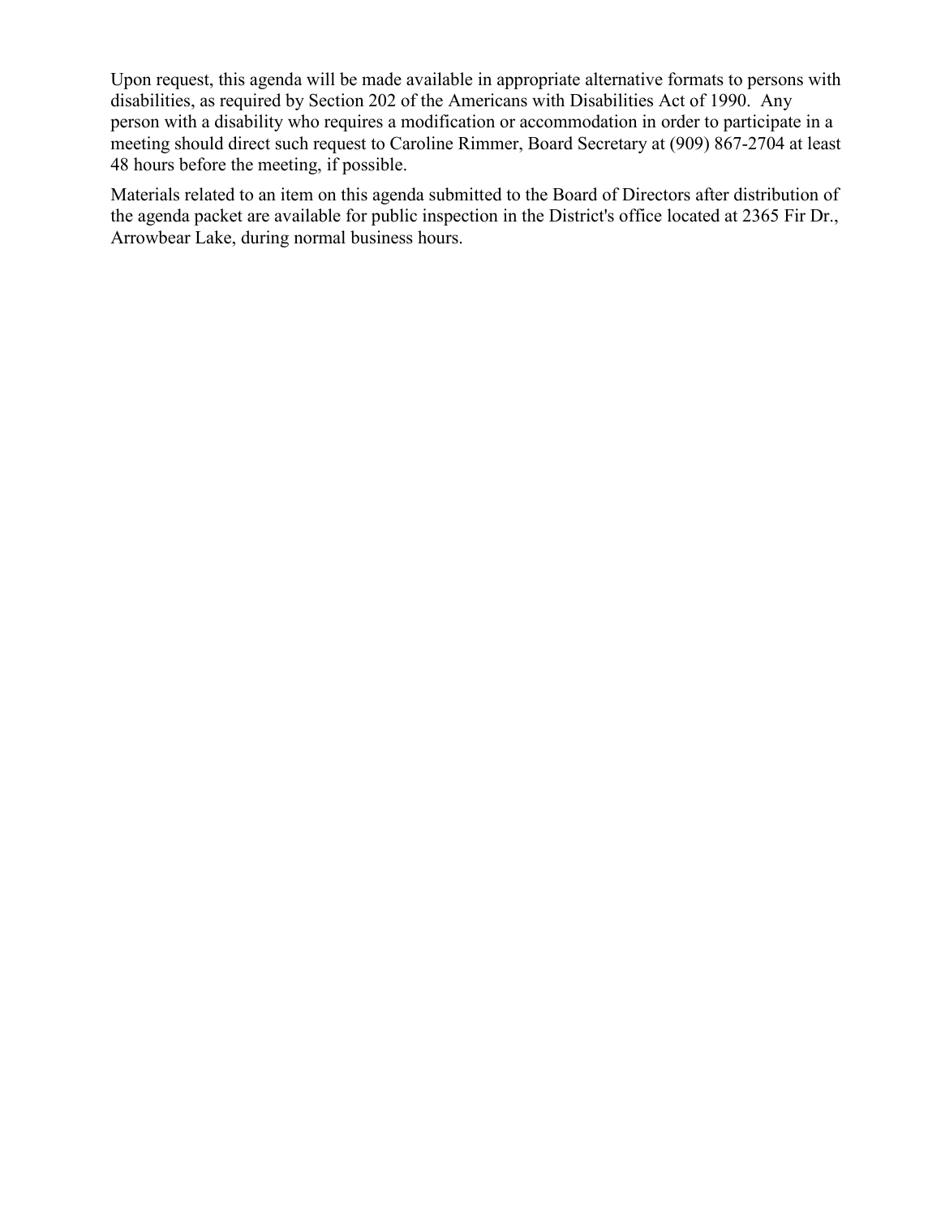Upon request, this agenda will be made available in appropriate alternative formats to persons with disabilities, as required by Section 202 of the Americans with Disabilities Act of 1990. Any person with a disability who requires a modification or accommodation in order to participate in a meeting should direct such request to Caroline Rimmer, Board Secretary at (909) 867-2704 at least 48 hours before the meeting, if possible.

Materials related to an item on this agenda submitted to the Board of Directors after distribution of the agenda packet are available for public inspection in the District's office located at 2365 Fir Dr., Arrowbear Lake, during normal business hours.